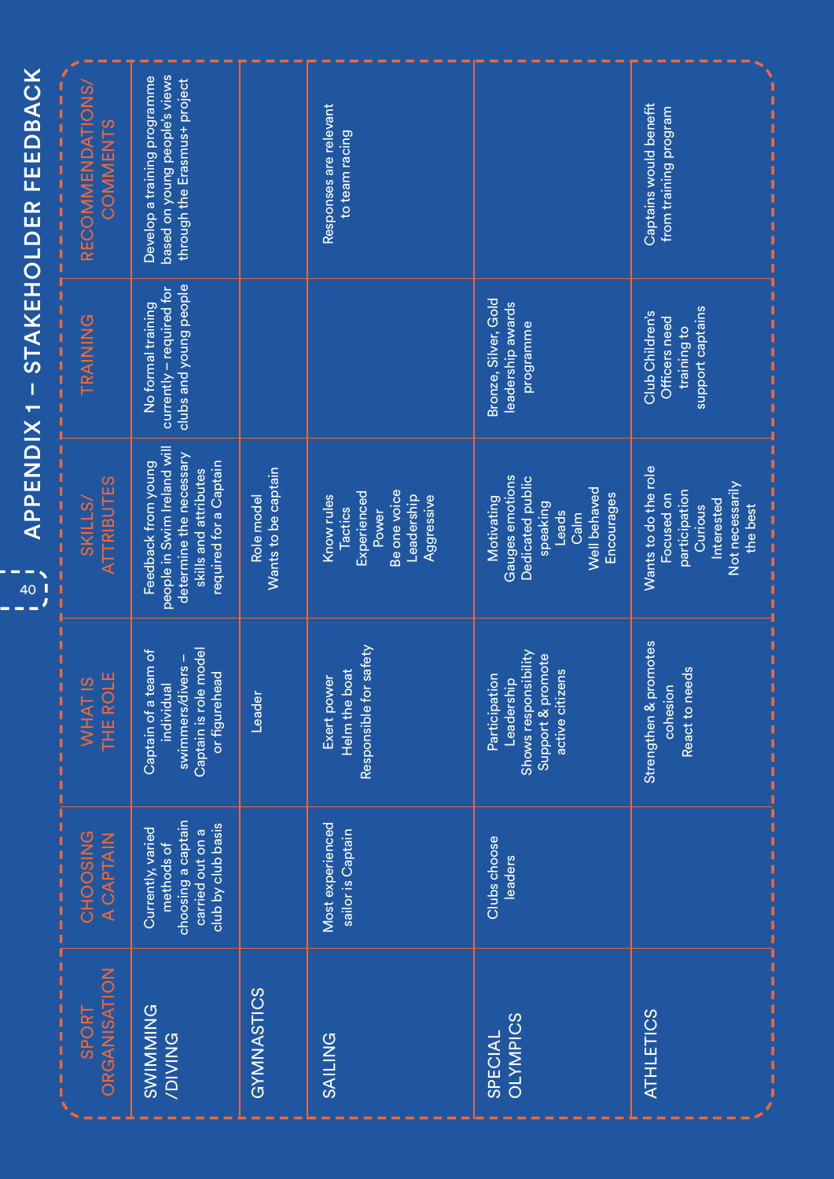# APPENDIX 1 – STAKEHOLDER FEEDBACK

| SPORT ORGANISATION | CHOOSING A CAPTAIN | WHAT IS THE ROLE | SKILLS/ ATTRIBUTES | TRAINING | RECOMMENDATIONS/ COMMENTS |
|---|---|---|---|---|---|
| SWIMMING /DIVING | Currently, varied methods of choosing a captain carried out on a club by club basis | Captain of a team of individual swimmers/divers – Captain is role model or figurehead | Feedback from young people in Swim Ireland will determine the necessary skills and attributes required for a Captain | No formal training currently – required for clubs and young people | Develop a training programme based on young people's views through the Erasmus+ project |
| GYMNASTICS | | Leader | Role model<br>Wants to be captain | | |
| SAILING | Most experienced sailor is Captain | Exert power<br>Helm the boat<br>Responsible for safety | Know rules<br>Tactics<br>Experienced<br>Power<br>Be one voice<br>Leadership<br>Aggressive | | Responses are relevant to team racing |
| SPECIAL OLYMPICS | Clubs choose leaders | Participation<br>Leadership<br>Shows responsibility<br>Support & promote active citizens | Motivating<br>Gauges emotions<br>Dedicated public speaking<br>Leads<br>Calm<br>Well behaved<br>Encourages | Bronze, Silver, Gold leadership awards programme | |
| ATHLETICS | | Strengthen & promotes cohesion<br>React to needs | Wants to do the role<br>Focused on participation<br>Curious<br>Interested<br>Not necessarily the best | Club Children's Officers need training to support captains | Captains would benefit from training program |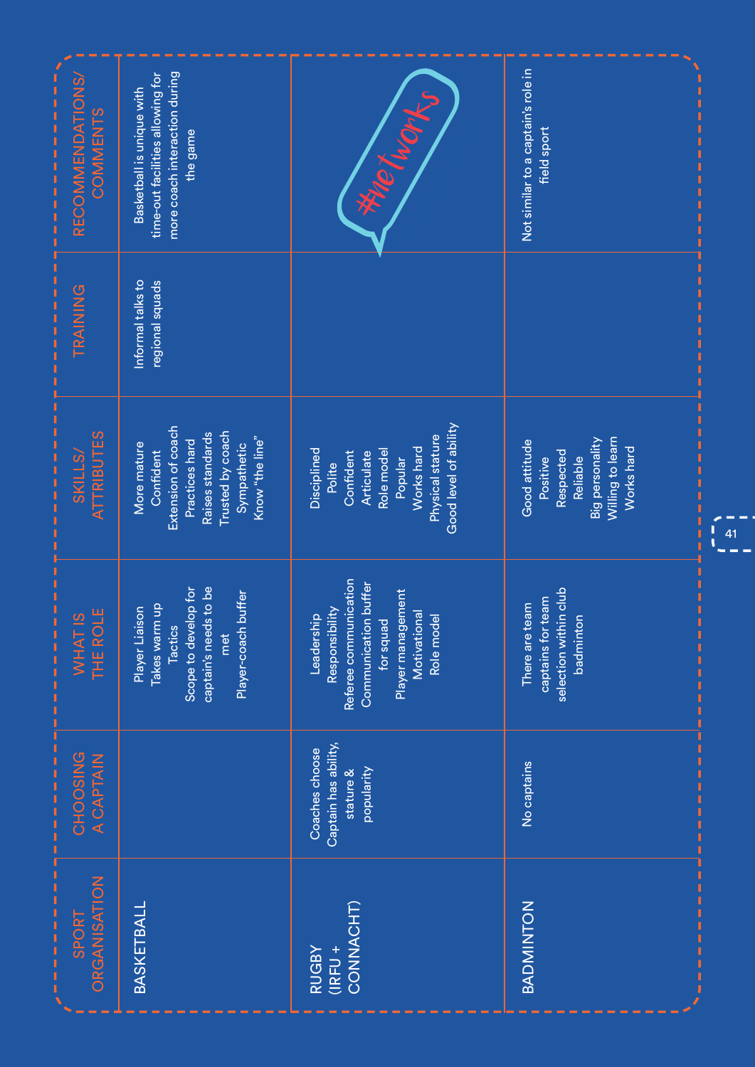| SPORT ORGANISATION | CHOOSING A CAPTAIN | WHAT IS THE ROLE | SKILLS/ ATTRIBUTES | TRAINING | RECOMMENDATIONS/ COMMENTS |
|---|---|---|---|---|---|
| BASKETBALL | | Player Liaison<br>Takes warm up<br>Tactics<br>Scope to develop for captain's needs to be met<br>Player-coach buffer | More mature<br>Confident<br>Extension of coach<br>Practices hard<br>Raises standards<br>Trusted by coach<br>Sympathetic<br>Know "the line" | Informal talks to regional squads | Basketball is unique with time-out facilities allowing for more coach interaction during the game |
| RUGBY (IRFU + CONNACHT) | Coaches choose Captain has ability, stature & popularity | Leadership<br>Responsibility<br>Referee communication<br>Communication buffer for squad<br>Player management<br>Motivational<br>Role model | Disciplined<br>Polite<br>Confident<br>Articulate<br>Role model<br>Popular<br>Works hard<br>Physical stature<br>Good level of ability | | #networks |
| BADMINTON | No captains | There are team captains for team selection within club badminton | Good attitude<br>Positive<br>Respected<br>Reliable<br>Big personality<br>Willing to learn<br>Works hard | | Not similar to a captain's role in field sport |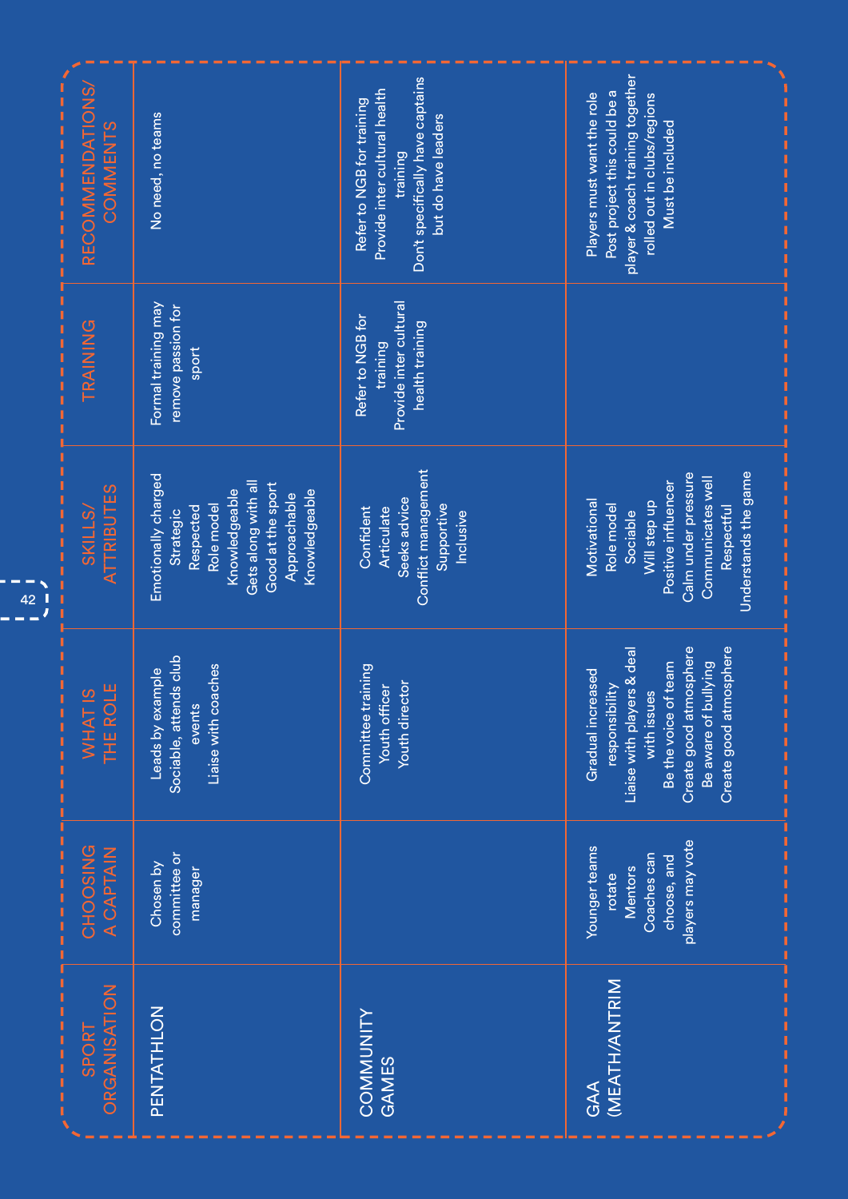| SPORT ORGANISATION | CHOOSING A CAPTAIN | WHAT IS THE ROLE | SKILLS/ ATTRIBUTES | TRAINING | RECOMMENDATIONS/ COMMENTS |
|---|---|---|---|---|---|
| PENTATHLON | Chosen by committee or manager | Leads by example<br>Sociable, attends club events<br>Liaise with coaches | Emotionally charged<br>Strategic<br>Respected<br>Role model<br>Knowledgeable<br>Gets along with all<br>Good at the sport<br>Approachable<br>Knowledgeable | Formal training may remove passion for sport | No need, no teams |
| COMMUNITY GAMES | | Committee training<br>Youth officer<br>Youth director | Confident<br>Articulate<br>Seeks advice<br>Conflict management<br>Supportive<br>Inclusive | Refer to NGB for training<br>Provide inter cultural health training | Refer to NGB for training<br>Provide inter cultural health training<br>Don't specifically have captains but do have leaders |
| GAA (MEATH/ANTRIM | Younger teams rotate<br>Mentors<br>Coaches can choose, and players may vote | Gradual increased responsibility<br>Liaise with players & deal with issues<br>Be the voice of team<br>Create good atmosphere<br>Be aware of bullying<br>Create good atmosphere | Motivational<br>Role model<br>Sociable<br>Will step up<br>Positive influencer<br>Calm under pressure<br>Communicates well<br>Respectful<br>Understands the game | | Players must want the role<br>Post project this could be a player & coach training together rolled out in clubs/regions<br>Must be included |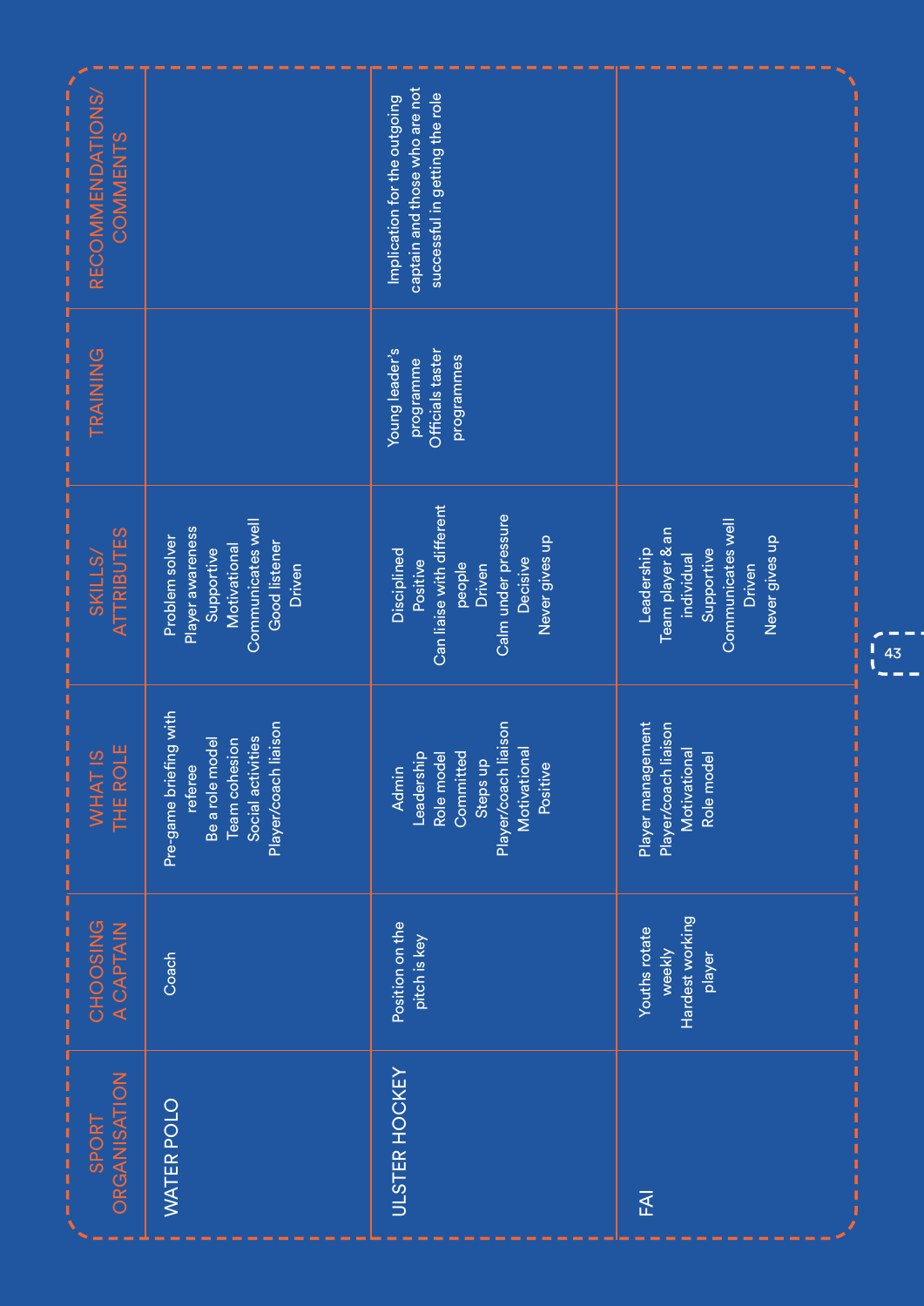| SPORT ORGANISATION | CHOOSING A CAPTAIN | WHAT IS THE ROLE | SKILLS/ ATTRIBUTES | TRAINING | RECOMMENDATIONS/ COMMENTS |
|---|---|---|---|---|---|
| WATER POLO | Coach | Pre-game briefing with referee<br>Be a role model<br>Team cohesion<br>Social activities<br>Player/coach liaison | Problem solver<br>Player awareness<br>Supportive<br>Motivational<br>Communicates well<br>Good listener<br>Driven | | |
| ULSTER HOCKEY | Position on the pitch is key | Admin<br>Leadership<br>Role model<br>Committed<br>Steps up<br>Player/coach liaison<br>Motivational<br>Positive | Disciplined<br>Positive<br>Can liaise with different people<br>Driven<br>Calm under pressure<br>Decisive<br>Never gives up | Young leader's programme<br>Officials taster programmes | Implication for the outgoing captain and those who are not successful in getting the role |
| FAI | Youths rotate weekly<br>Hardest working player | Player management<br>Player/coach liaison<br>Motivational<br>Role model | Leadership<br>Team player & an individual<br>Supportive<br>Communicates well<br>Driven<br>Never gives up | | |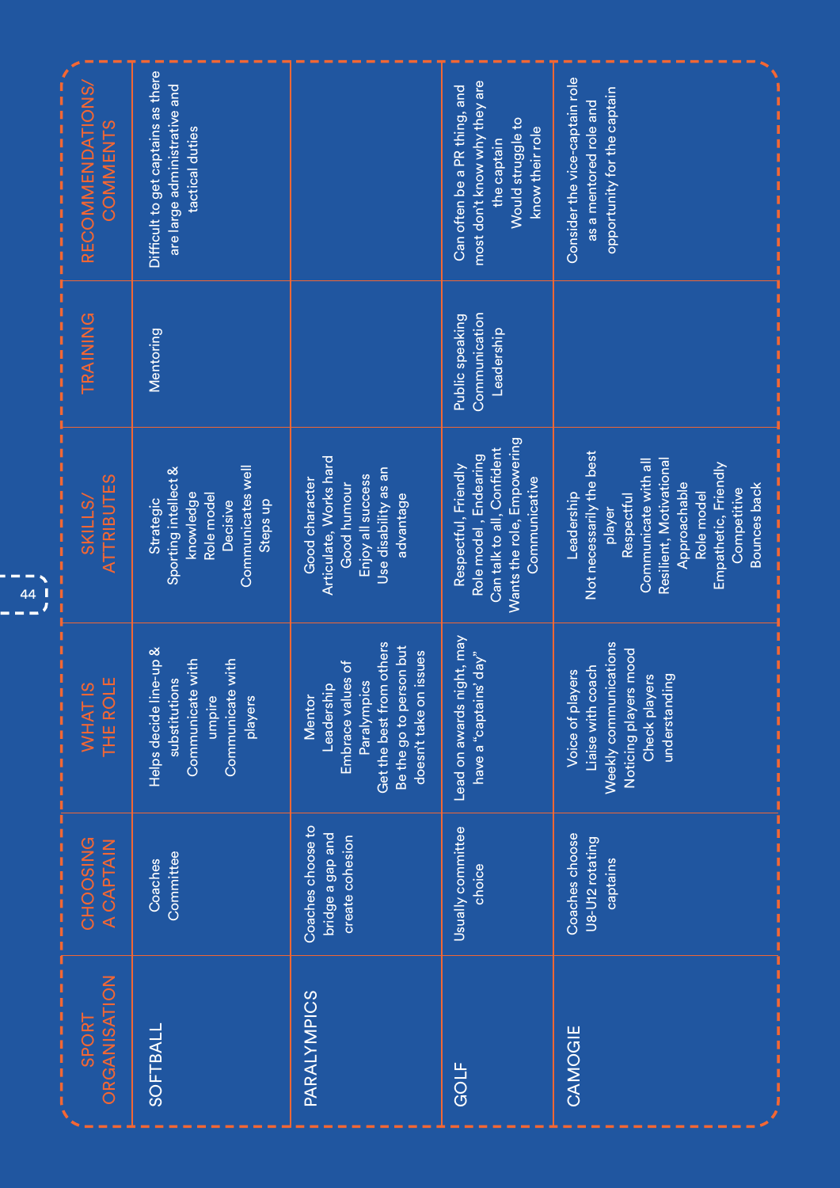| SPORT ORGANISATION | CHOOSING A CAPTAIN | WHAT IS THE ROLE | SKILLS/ ATTRIBUTES | TRAINING | RECOMMENDATIONS/ COMMENTS |
|---|---|---|---|---|---|
| SOFTBALL | Coaches Committee | Helps decide line-up & substitutions<br>Communicate with umpire<br>Communicate with players | Strategic<br>Sporting intellect & knowledge<br>Role model<br>Decisive<br>Communicates well<br>Steps up | Mentoring | Difficult to get captains as there are large administrative and tactical duties |
| PARALYMPICS | Coaches choose to bridge a gap and create cohesion | Mentor<br>Leadership<br>Embrace values of Paralympics<br>Get the best from others<br>Be the go to person but doesn't take on issues | Good character<br>Articulate, Works hard<br>Good humour<br>Enjoy all success<br>Use disability as an advantage | | |
| GOLF | Usually committee choice | Lead on awards night, may have a "captains' day" | Respectful, Friendly<br>Role model , Endearing<br>Can talk to all, Confident<br>Wants the role, Empowering<br>Communicative | Public speaking<br>Communication<br>Leadership | Can often be a PR thing, and most don't know why they are the captain<br>Would struggle to know their role |
| CAMOGIE | Coaches choose U8-U12 rotating captains | Voice of players<br>Liaise with coach<br>Weekly communications<br>Noticing players mood<br>Check players understanding | Leadership<br>Not necessarily the best player<br>Respectful<br>Communicate with all<br>Resilient, Motivational<br>Approachable<br>Role model<br>Empathetic, Friendly<br>Competitive<br>Bounces back | | Consider the vice-captain role as a mentored role and opportunity for the captain |